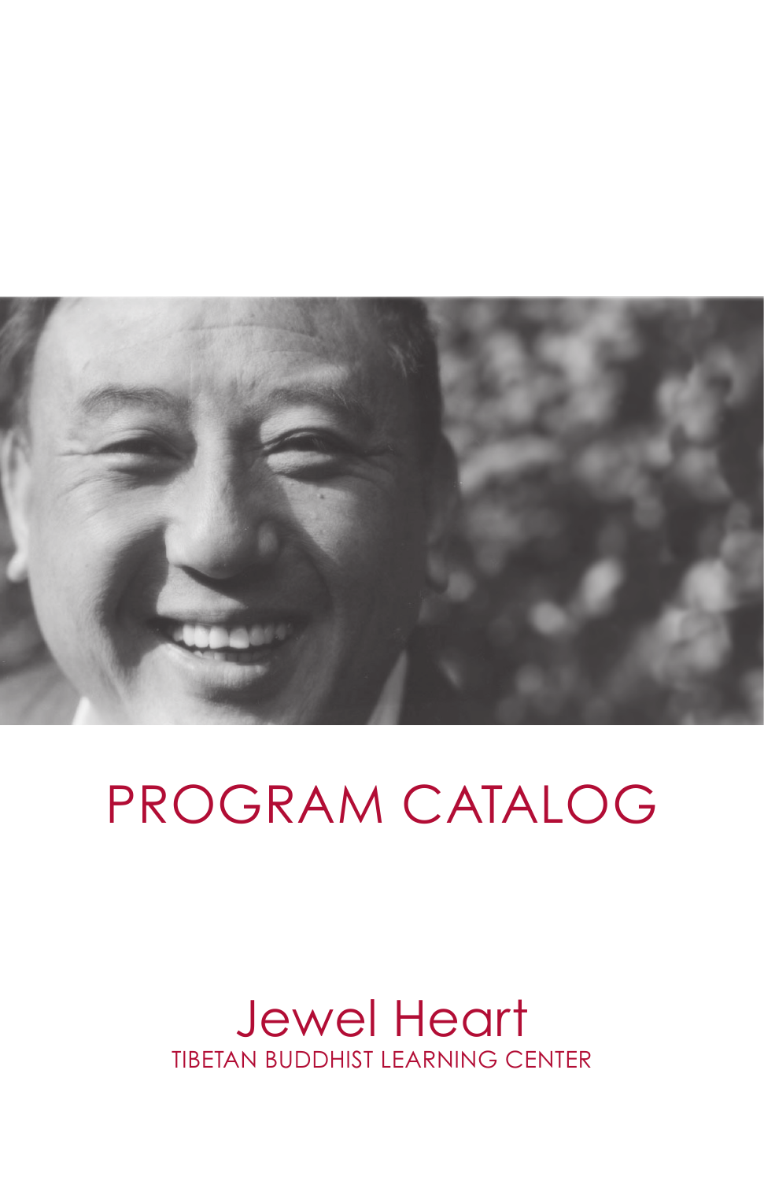# PROGRAM CATALOG

## Jewel Heart

TIBETAN BUDDHIST LEARNING CENTER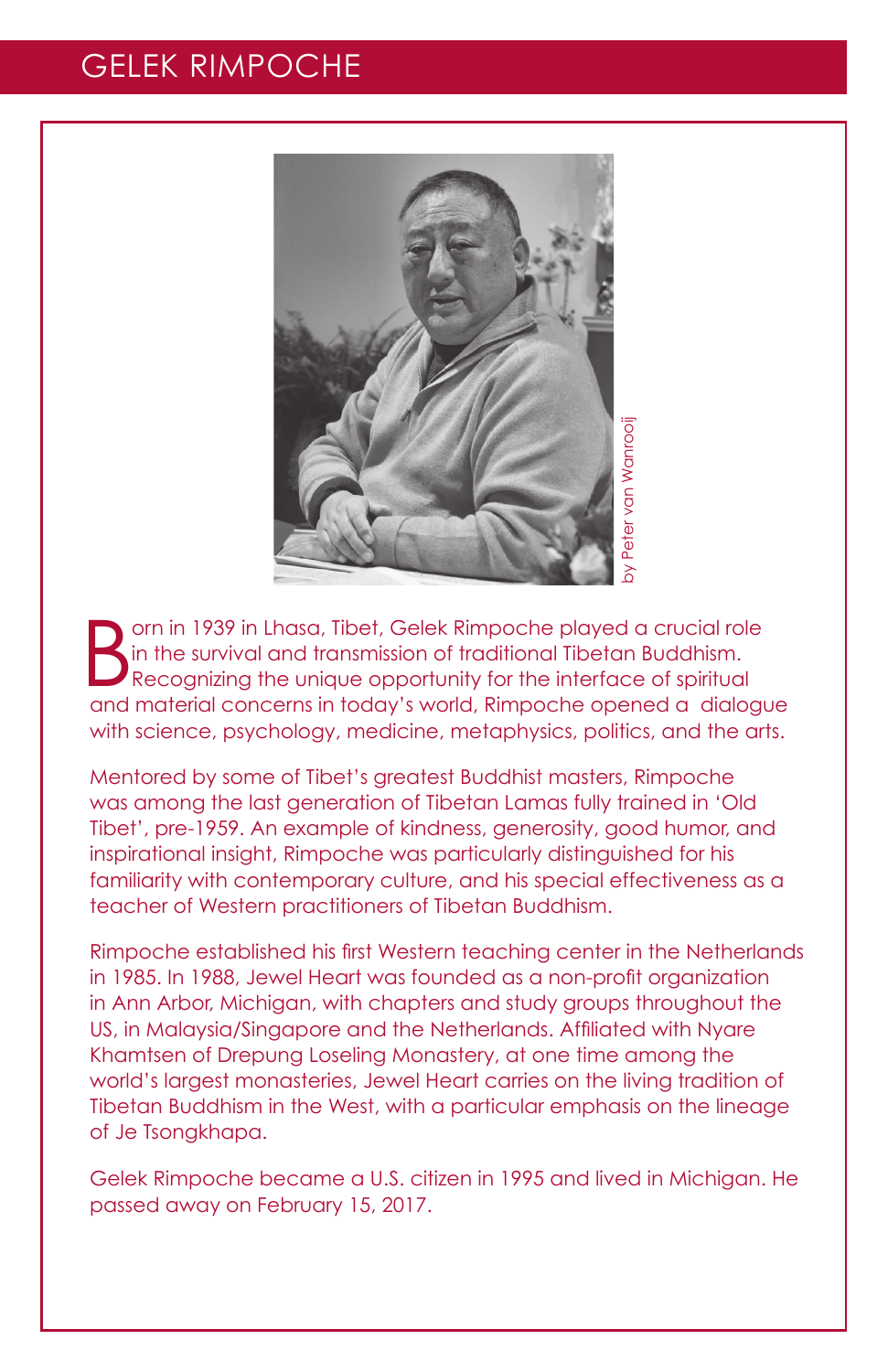# GELEK RIMPOCHE

by Peter van Wanrooij

Born in 1939 in Lhasa, Tibet, Gelek Rimpoche played a crucial role in the survival and transmission of traditional Tibetan Buddhism. Recognizing the unique opportunity for the interface of spiritual and material concerns in today's world, Rimpoche opened a dialogue with science, psychology, medicine, metaphysics, politics, and the arts.

Mentored by some of Tibet's greatest Buddhist masters, Rimpoche was among the last generation of Tibetan Lamas fully trained in 'Old Tibet', pre-1959. An example of kindness, generosity, good humor, and inspirational insight, Rimpoche was particularly distinguished for his familiarity with contemporary culture, and his special effectiveness as a teacher of Western practitioners of Tibetan Buddhism.

Rimpoche established his first Western teaching center in the Netherlands in 1985. In 1988, Jewel Heart was founded as a non-profit organization in Ann Arbor, Michigan, with chapters and study groups throughout the US, in Malaysia/Singapore and the Netherlands. Affiliated with Nyare Khamtsen of Drepung Loseling Monastery, at one time among the world's largest monasteries, Jewel Heart carries on the living tradition of Tibetan Buddhism in the West, with a particular emphasis on the lineage of Je Tsongkhapa.

Gelek Rimpoche became a U.S. citizen in 1995 and lived in Michigan. He passed away on February 15, 2017.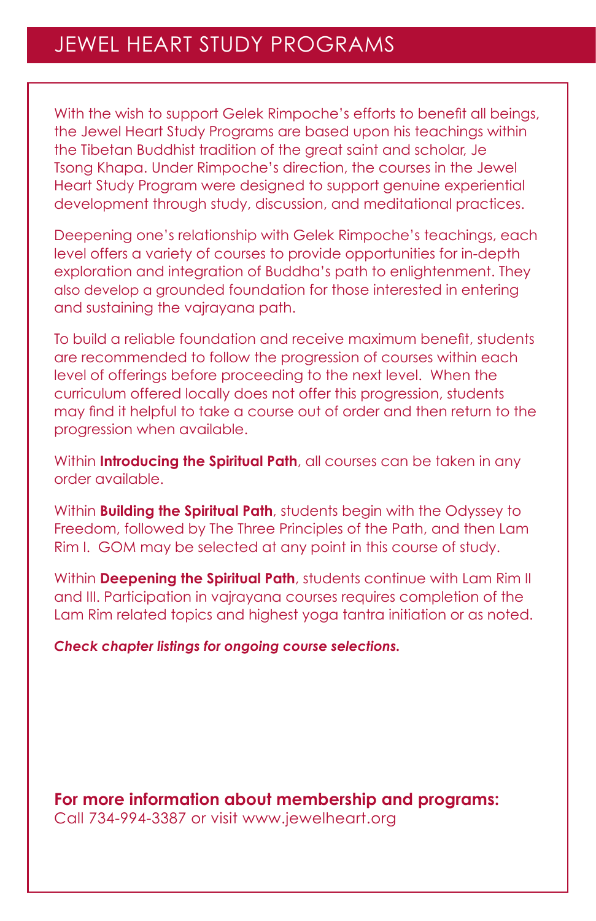# JEWEL HEART STUDY PROGRAMS

With the wish to support Gelek Rimpoche's efforts to benefit all beings, the Jewel Heart Study Programs are based upon his teachings within the Tibetan Buddhist tradition of the great saint and scholar, Je Tsong Khapa. Under Rimpoche's direction, the courses in the Jewel Heart Study Program were designed to support genuine experiential development through study, discussion, and meditational practices.

Deepening one's relationship with Gelek Rimpoche's teachings, each level offers a variety of courses to provide opportunities for in-depth exploration and integration of Buddha's path to enlightenment. They also develop a grounded foundation for those interested in entering and sustaining the vajrayana path.

To build a reliable foundation and receive maximum benefit, students are recommended to follow the progression of courses within each level of offerings before proceeding to the next level. When the curriculum offered locally does not offer this progression, students may find it helpful to take a course out of order and then return to the progression when available.

Within **Introducing the Spiritual Path**, all courses can be taken in any order available.

Within **Building the Spiritual Path**, students begin with the Odyssey to Freedom, followed by The Three Principles of the Path, and then Lam Rim I. GOM may be selected at any point in this course of study.

Within **Deepening the Spiritual Path**, students continue with Lam Rim II and III. Participation in vajrayana courses requires completion of the Lam Rim related topics and highest yoga tantra initiation or as noted.

***Check chapter listings for ongoing course selections.***

**For more information about membership and programs:**
Call 734-994-3387 or visit www.jewelheart.org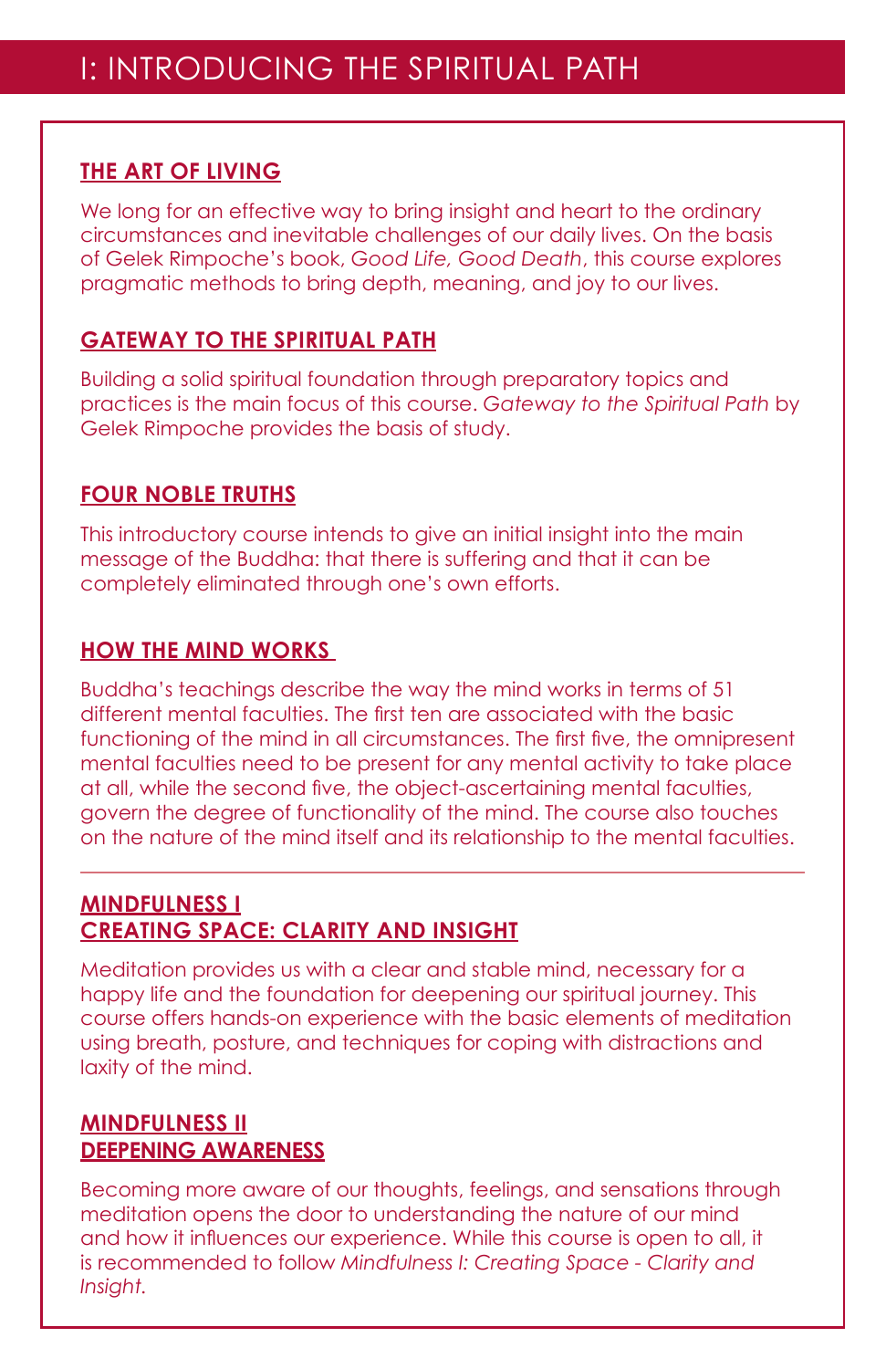# I: INTRODUCING THE SPIRITUAL PATH

## THE ART OF LIVING

We long for an effective way to bring insight and heart to the ordinary circumstances and inevitable challenges of our daily lives. On the basis of Gelek Rimpoche's book, *Good Life, Good Death*, this course explores pragmatic methods to bring depth, meaning, and joy to our lives.

## GATEWAY TO THE SPIRITUAL PATH

Building a solid spiritual foundation through preparatory topics and practices is the main focus of this course. *Gateway to the Spiritual Path* by Gelek Rimpoche provides the basis of study.

## FOUR NOBLE TRUTHS

This introductory course intends to give an initial insight into the main message of the Buddha: that there is suffering and that it can be completely eliminated through one's own efforts.

## HOW THE MIND WORKS

Buddha's teachings describe the way the mind works in terms of 51 different mental faculties. The first ten are associated with the basic functioning of the mind in all circumstances. The first five, the omnipresent mental faculties need to be present for any mental activity to take place at all, while the second five, the object-ascertaining mental faculties, govern the degree of functionality of the mind. The course also touches on the nature of the mind itself and its relationship to the mental faculties.

---

## MINDFULNESS I
## CREATING SPACE: CLARITY AND INSIGHT

Meditation provides us with a clear and stable mind, necessary for a happy life and the foundation for deepening our spiritual journey. This course offers hands-on experience with the basic elements of meditation using breath, posture, and techniques for coping with distractions and laxity of the mind.

## MINDFULNESS II
## DEEPENING AWARENESS

Becoming more aware of our thoughts, feelings, and sensations through meditation opens the door to understanding the nature of our mind and how it influences our experience. While this course is open to all, it is recommended to follow *Mindfulness I: Creating Space - Clarity and Insight.*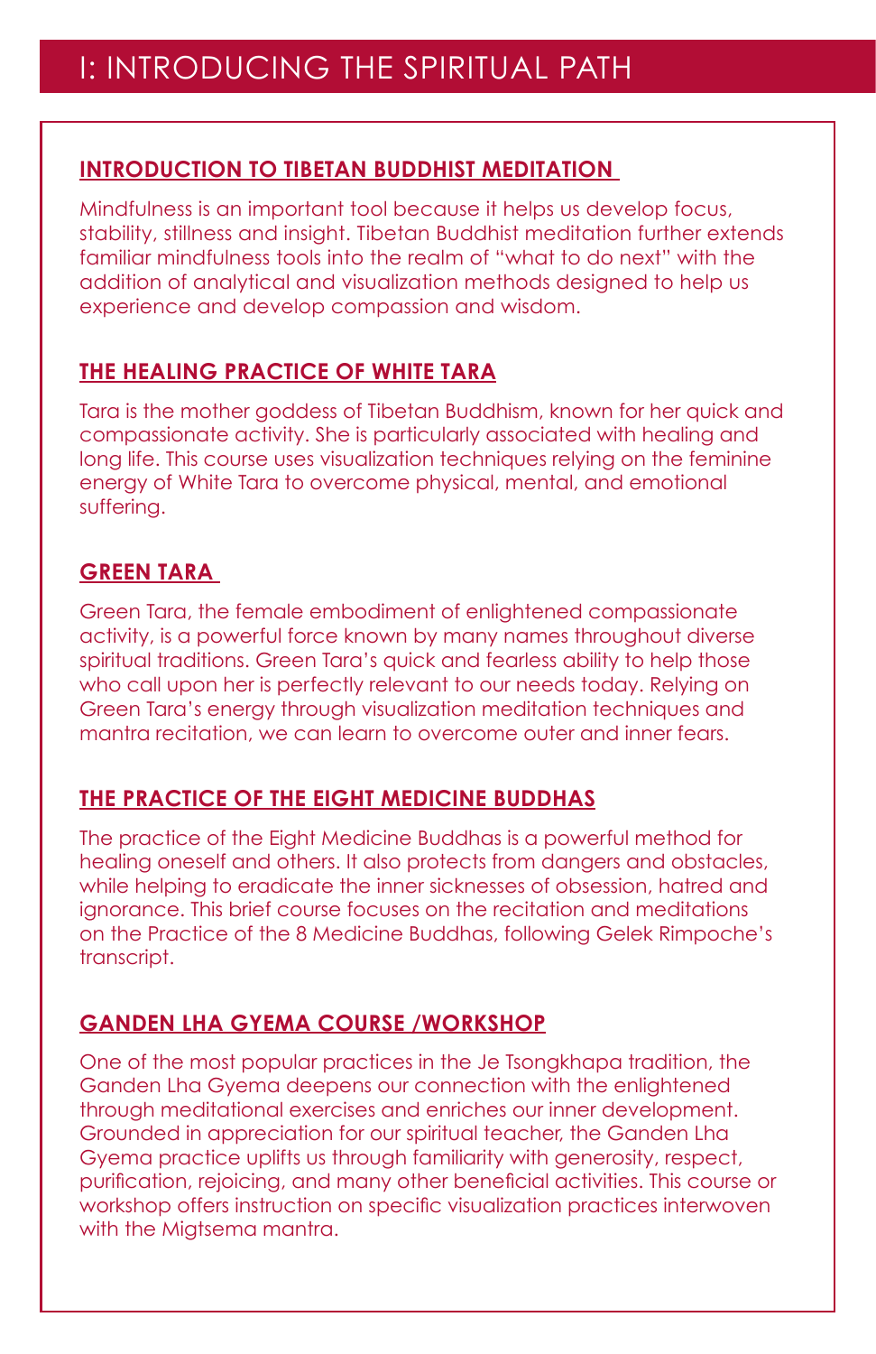# I: INTRODUCING THE SPIRITUAL PATH

## INTRODUCTION TO TIBETAN BUDDHIST MEDITATION

Mindfulness is an important tool because it helps us develop focus, stability, stillness and insight. Tibetan Buddhist meditation further extends familiar mindfulness tools into the realm of "what to do next" with the addition of analytical and visualization methods designed to help us experience and develop compassion and wisdom.

## THE HEALING PRACTICE OF WHITE TARA

Tara is the mother goddess of Tibetan Buddhism, known for her quick and compassionate activity. She is particularly associated with healing and long life. This course uses visualization techniques relying on the feminine energy of White Tara to overcome physical, mental, and emotional suffering.

## GREEN TARA

Green Tara, the female embodiment of enlightened compassionate activity, is a powerful force known by many names throughout diverse spiritual traditions. Green Tara's quick and fearless ability to help those who call upon her is perfectly relevant to our needs today. Relying on Green Tara's energy through visualization meditation techniques and mantra recitation, we can learn to overcome outer and inner fears.

## THE PRACTICE OF THE EIGHT MEDICINE BUDDHAS

The practice of the Eight Medicine Buddhas is a powerful method for healing oneself and others. It also protects from dangers and obstacles, while helping to eradicate the inner sicknesses of obsession, hatred and ignorance. This brief course focuses on the recitation and meditations on the Practice of the 8 Medicine Buddhas, following Gelek Rimpoche's transcript.

## GANDEN LHA GYEMA COURSE /WORKSHOP

One of the most popular practices in the Je Tsongkhapa tradition, the Ganden Lha Gyema deepens our connection with the enlightened through meditational exercises and enriches our inner development. Grounded in appreciation for our spiritual teacher, the Ganden Lha Gyema practice uplifts us through familiarity with generosity, respect, purification, rejoicing, and many other beneficial activities. This course or workshop offers instruction on specific visualization practices interwoven with the Migtsema mantra.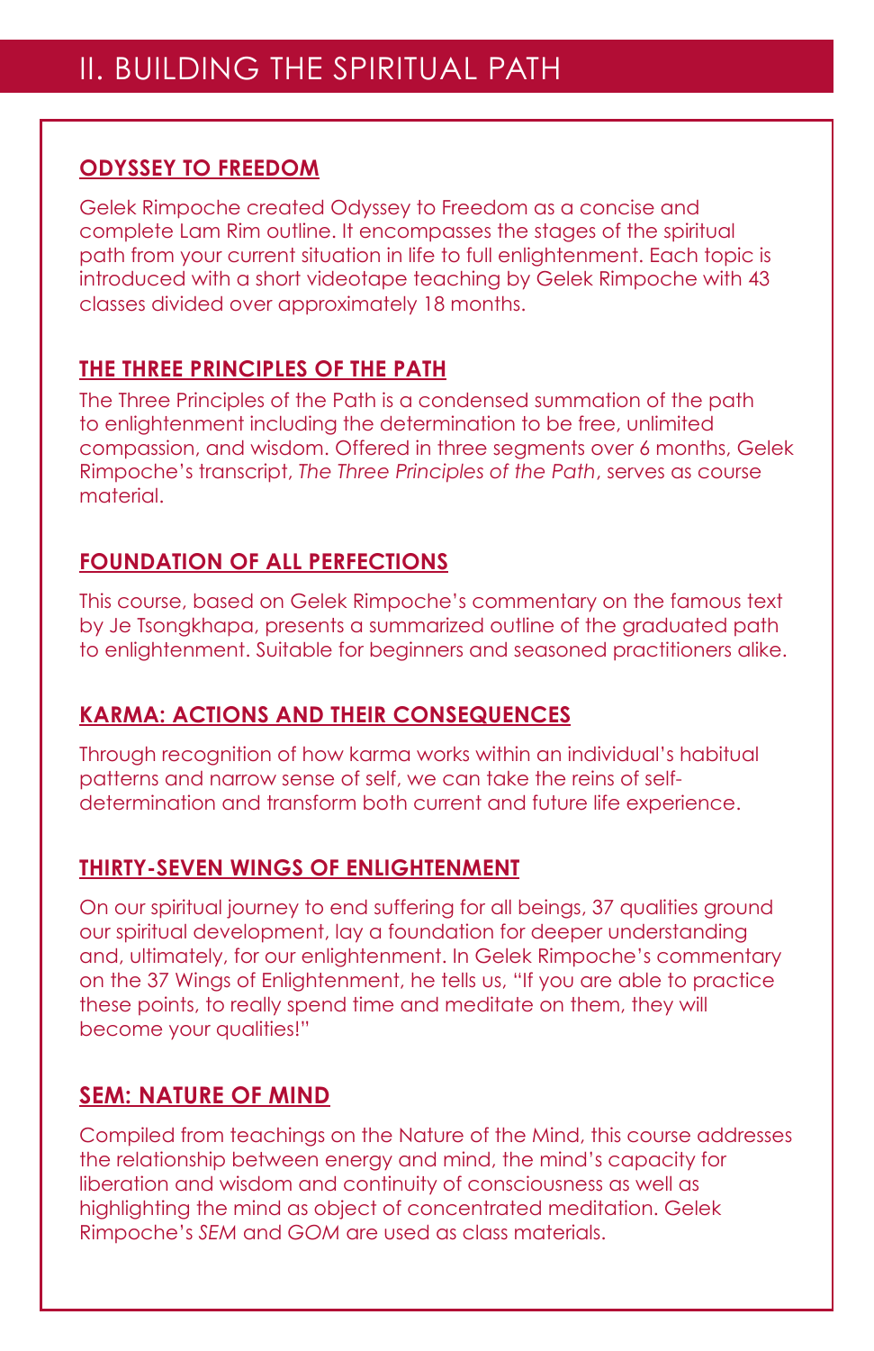# II. BUILDING THE SPIRITUAL PATH

## ODYSSEY TO FREEDOM

Gelek Rimpoche created Odyssey to Freedom as a concise and complete Lam Rim outline. It encompasses the stages of the spiritual path from your current situation in life to full enlightenment. Each topic is introduced with a short videotape teaching by Gelek Rimpoche with 43 classes divided over approximately 18 months.

## THE THREE PRINCIPLES OF THE PATH

The Three Principles of the Path is a condensed summation of the path to enlightenment including the determination to be free, unlimited compassion, and wisdom. Offered in three segments over 6 months, Gelek Rimpoche's transcript, *The Three Principles of the Path*, serves as course material.

## FOUNDATION OF ALL PERFECTIONS

This course, based on Gelek Rimpoche's commentary on the famous text by Je Tsongkhapa, presents a summarized outline of the graduated path to enlightenment. Suitable for beginners and seasoned practitioners alike.

## KARMA: ACTIONS AND THEIR CONSEQUENCES

Through recognition of how karma works within an individual's habitual patterns and narrow sense of self, we can take the reins of self-determination and transform both current and future life experience.

## THIRTY-SEVEN WINGS OF ENLIGHTENMENT

On our spiritual journey to end suffering for all beings, 37 qualities ground our spiritual development, lay a foundation for deeper understanding and, ultimately, for our enlightenment. In Gelek Rimpoche's commentary on the 37 Wings of Enlightenment, he tells us, "If you are able to practice these points, to really spend time and meditate on them, they will become your qualities!"

## SEM: NATURE OF MIND

Compiled from teachings on the Nature of the Mind, this course addresses the relationship between energy and mind, the mind's capacity for liberation and wisdom and continuity of consciousness as well as highlighting the mind as object of concentrated meditation. Gelek Rimpoche's *SEM* and *GOM* are used as class materials.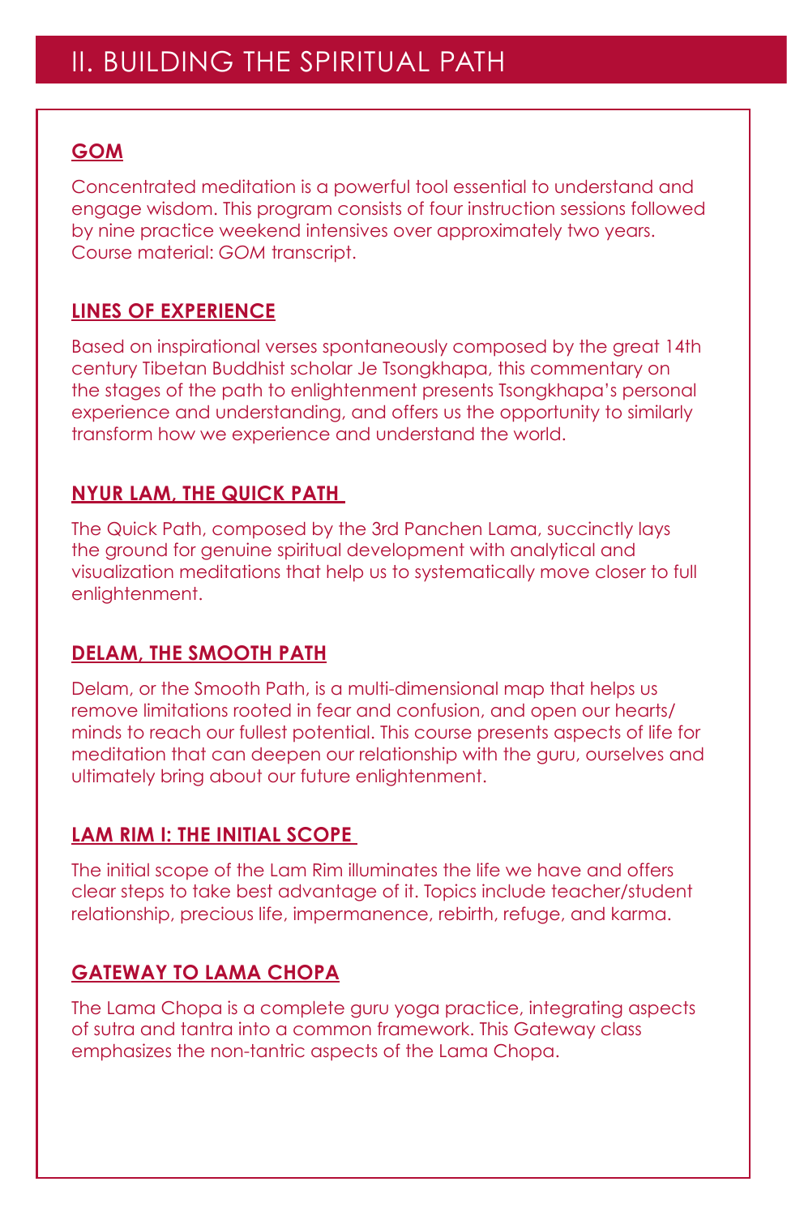# II. BUILDING THE SPIRITUAL PATH

## GOM

Concentrated meditation is a powerful tool essential to understand and engage wisdom. This program consists of four instruction sessions followed by nine practice weekend intensives over approximately two years. Course material: *GOM* transcript.

## LINES OF EXPERIENCE

Based on inspirational verses spontaneously composed by the great 14th century Tibetan Buddhist scholar Je Tsongkhapa, this commentary on the stages of the path to enlightenment presents Tsongkhapa's personal experience and understanding, and offers us the opportunity to similarly transform how we experience and understand the world.

## NYUR LAM, THE QUICK PATH

The Quick Path, composed by the 3rd Panchen Lama, succinctly lays the ground for genuine spiritual development with analytical and visualization meditations that help us to systematically move closer to full enlightenment.

## DELAM, THE SMOOTH PATH

Delam, or the Smooth Path, is a multi-dimensional map that helps us remove limitations rooted in fear and confusion, and open our hearts/minds to reach our fullest potential. This course presents aspects of life for meditation that can deepen our relationship with the guru, ourselves and ultimately bring about our future enlightenment.

## LAM RIM I: THE INITIAL SCOPE

The initial scope of the Lam Rim illuminates the life we have and offers clear steps to take best advantage of it. Topics include teacher/student relationship, precious life, impermanence, rebirth, refuge, and karma.

## GATEWAY TO LAMA CHOPA

The Lama Chopa is a complete guru yoga practice, integrating aspects of sutra and tantra into a common framework. This Gateway class emphasizes the non-tantric aspects of the Lama Chopa.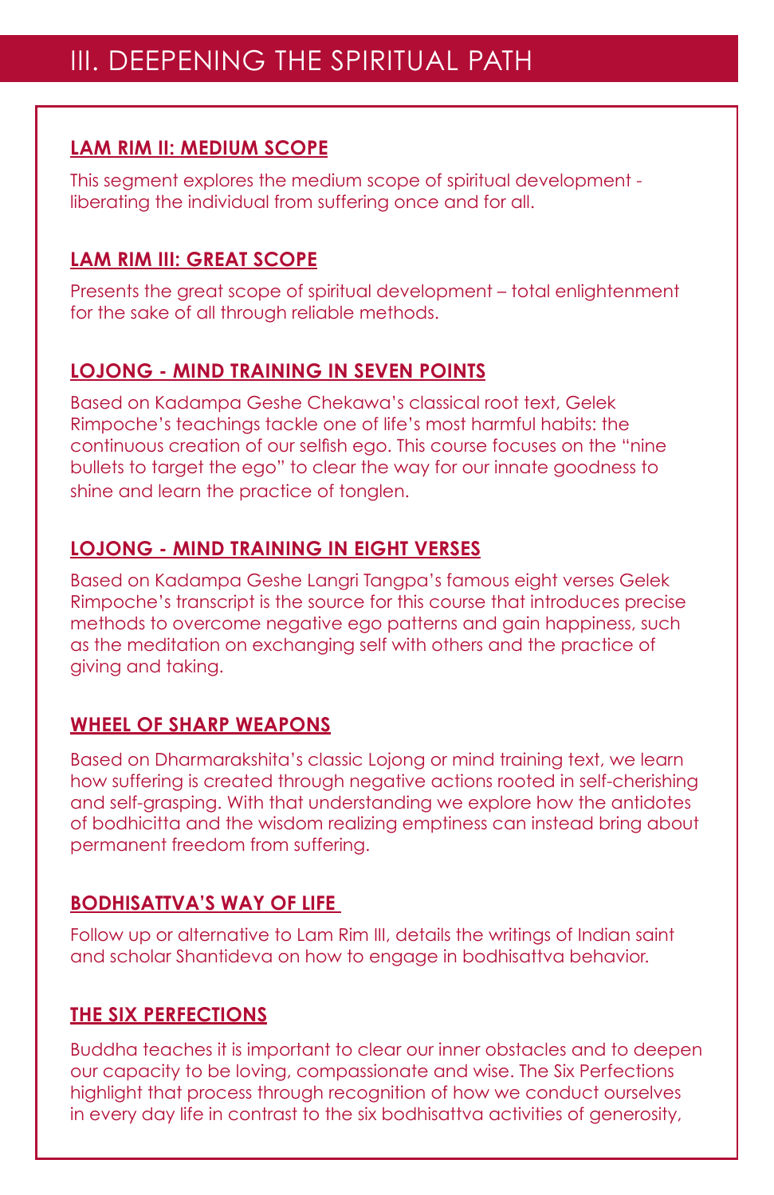# III. DEEPENING THE SPIRITUAL PATH

## LAM RIM II: MEDIUM SCOPE

This segment explores the medium scope of spiritual development - liberating the individual from suffering once and for all.

## LAM RIM III: GREAT SCOPE

Presents the great scope of spiritual development – total enlightenment for the sake of all through reliable methods.

## LOJONG - MIND TRAINING IN SEVEN POINTS

Based on Kadampa Geshe Chekawa's classical root text, Gelek Rimpoche's teachings tackle one of life's most harmful habits: the continuous creation of our selfish ego. This course focuses on the "nine bullets to target the ego" to clear the way for our innate goodness to shine and learn the practice of tonglen.

## LOJONG - MIND TRAINING IN EIGHT VERSES

Based on Kadampa Geshe Langri Tangpa's famous eight verses Gelek Rimpoche's transcript is the source for this course that introduces precise methods to overcome negative ego patterns and gain happiness, such as the meditation on exchanging self with others and the practice of giving and taking.

## WHEEL OF SHARP WEAPONS

Based on Dharmarakshita's classic Lojong or mind training text, we learn how suffering is created through negative actions rooted in self-cherishing and self-grasping. With that understanding we explore how the antidotes of bodhicitta and the wisdom realizing emptiness can instead bring about permanent freedom from suffering.

## BODHISATTVA'S WAY OF LIFE

Follow up or alternative to Lam Rim III, details the writings of Indian saint and scholar Shantideva on how to engage in bodhisattva behavior.

## THE SIX PERFECTIONS

Buddha teaches it is important to clear our inner obstacles and to deepen our capacity to be loving, compassionate and wise. The Six Perfections highlight that process through recognition of how we conduct ourselves in every day life in contrast to the six bodhisattva activities of generosity,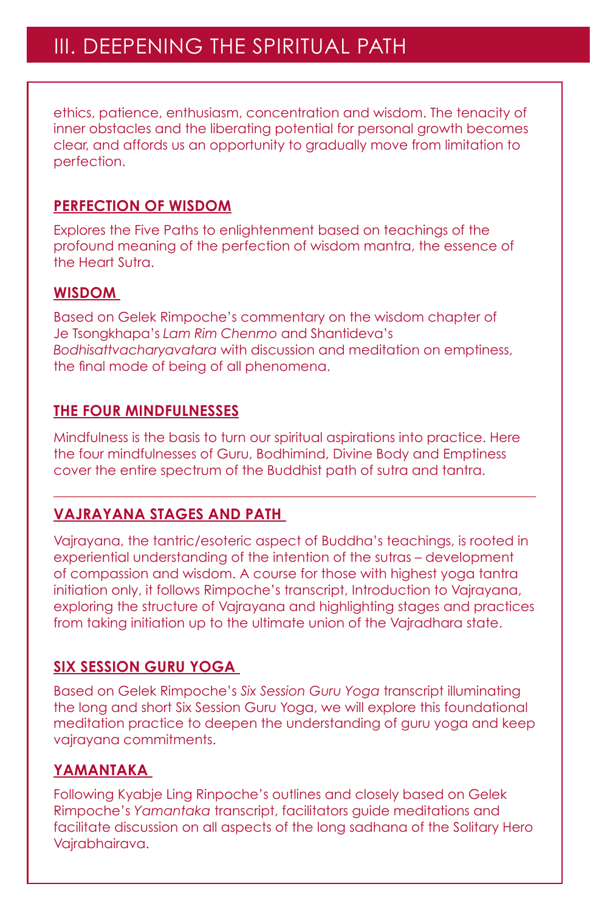# III. DEEPENING THE SPIRITUAL PATH

ethics, patience, enthusiasm, concentration and wisdom. The tenacity of inner obstacles and the liberating potential for personal growth becomes clear, and affords us an opportunity to gradually move from limitation to perfection.

## PERFECTION OF WISDOM

Explores the Five Paths to enlightenment based on teachings of the profound meaning of the perfection of wisdom mantra, the essence of the Heart Sutra.

## WISDOM

Based on Gelek Rimpoche's commentary on the wisdom chapter of Je Tsongkhapa's *Lam Rim Chenmo* and Shantideva's *Bodhisattvacharyavatara* with discussion and meditation on emptiness, the final mode of being of all phenomena.

## THE FOUR MINDFULNESSES

Mindfulness is the basis to turn our spiritual aspirations into practice. Here the four mindfulnesses of Guru, Bodhimind, Divine Body and Emptiness cover the entire spectrum of the Buddhist path of sutra and tantra.

---

## VAJRAYANA STAGES AND PATH

Vajrayana, the tantric/esoteric aspect of Buddha's teachings, is rooted in experiential understanding of the intention of the sutras – development of compassion and wisdom. A course for those with highest yoga tantra initiation only, it follows Rimpoche's transcript, Introduction to Vajrayana, exploring the structure of Vajrayana and highlighting stages and practices from taking initiation up to the ultimate union of the Vajradhara state.

## SIX SESSION GURU YOGA

Based on Gelek Rimpoche's *Six Session Guru Yoga* transcript illuminating the long and short Six Session Guru Yoga, we will explore this foundational meditation practice to deepen the understanding of guru yoga and keep vajrayana commitments.

## YAMANTAKA

Following Kyabje Ling Rinpoche's outlines and closely based on Gelek Rimpoche's *Yamantaka* transcript, facilitators guide meditations and facilitate discussion on all aspects of the long sadhana of the Solitary Hero Vajrabhairava.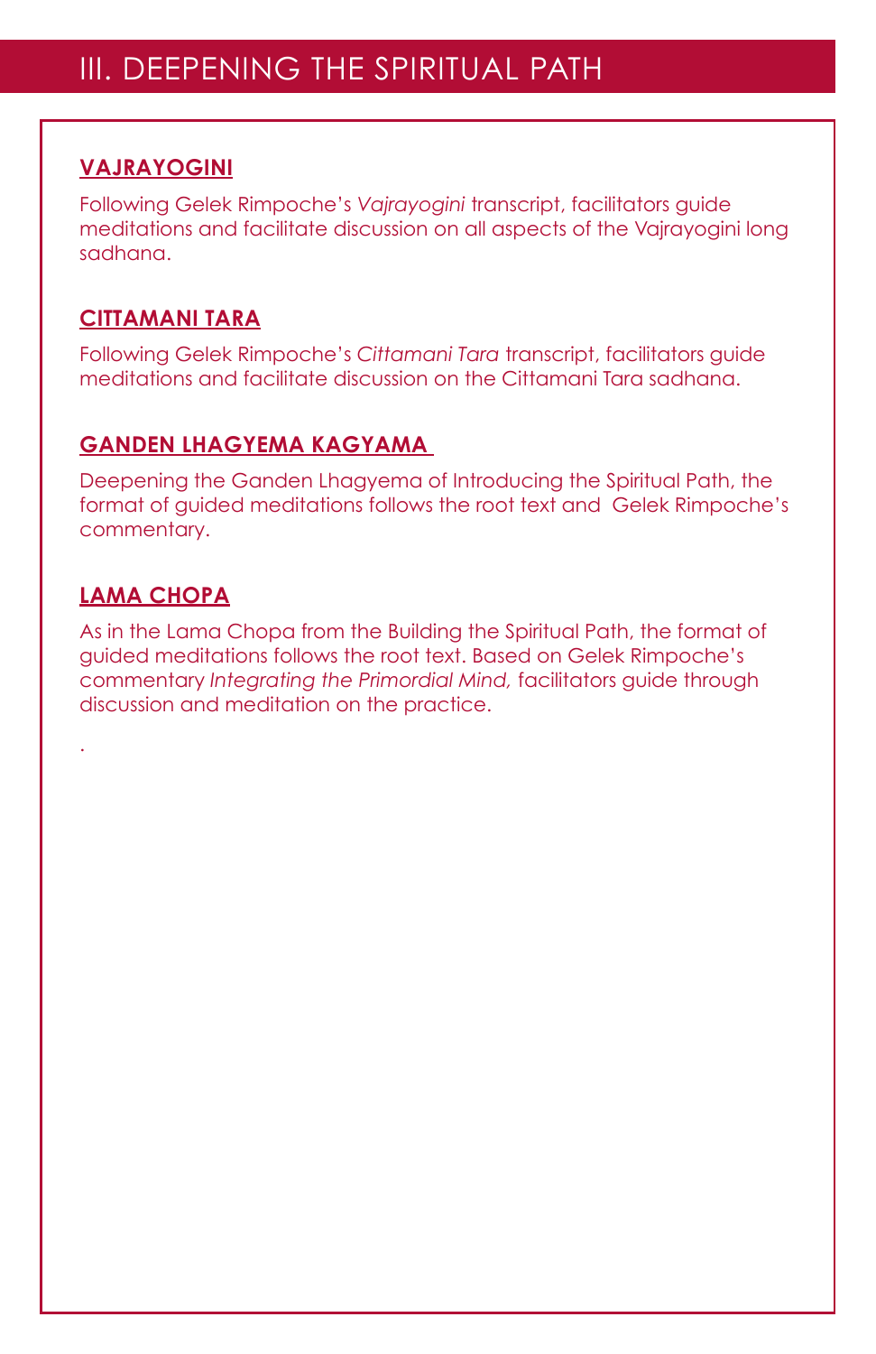# III. DEEPENING THE SPIRITUAL PATH

## VAJRAYOGINI

Following Gelek Rimpoche's *Vajrayogini* transcript, facilitators guide meditations and facilitate discussion on all aspects of the Vajrayogini long sadhana.

## CITTAMANI TARA

Following Gelek Rimpoche's *Cittamani Tara* transcript, facilitators guide meditations and facilitate discussion on the Cittamani Tara sadhana.

## GANDEN LHAGYEMA KAGYAMA

Deepening the Ganden Lhagyema of Introducing the Spiritual Path, the format of guided meditations follows the root text and Gelek Rimpoche's commentary.

## LAMA CHOPA

As in the Lama Chopa from the Building the Spiritual Path, the format of guided meditations follows the root text. Based on Gelek Rimpoche's commentary *Integrating the Primordial Mind,* facilitators guide through discussion and meditation on the practice.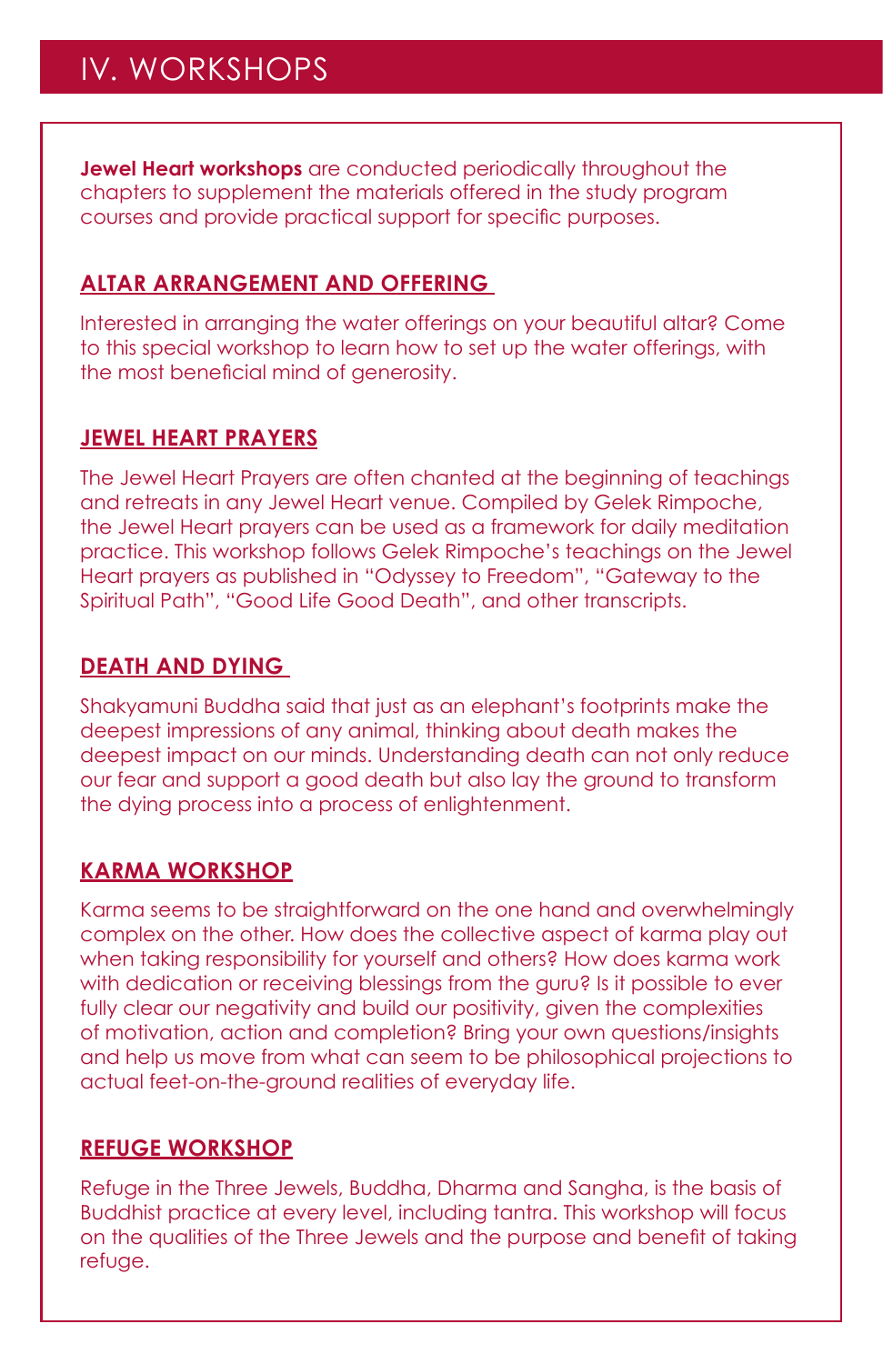# IV. WORKSHOPS

**Jewel Heart workshops** are conducted periodically throughout the chapters to supplement the materials offered in the study program courses and provide practical support for specific purposes.

## ALTAR ARRANGEMENT AND OFFERING

Interested in arranging the water offerings on your beautiful altar? Come to this special workshop to learn how to set up the water offerings, with the most beneficial mind of generosity.

## JEWEL HEART PRAYERS

The Jewel Heart Prayers are often chanted at the beginning of teachings and retreats in any Jewel Heart venue. Compiled by Gelek Rimpoche, the Jewel Heart prayers can be used as a framework for daily meditation practice. This workshop follows Gelek Rimpoche's teachings on the Jewel Heart prayers as published in "Odyssey to Freedom", "Gateway to the Spiritual Path", "Good Life Good Death", and other transcripts.

## DEATH AND DYING

Shakyamuni Buddha said that just as an elephant's footprints make the deepest impressions of any animal, thinking about death makes the deepest impact on our minds. Understanding death can not only reduce our fear and support a good death but also lay the ground to transform the dying process into a process of enlightenment.

## KARMA WORKSHOP

Karma seems to be straightforward on the one hand and overwhelmingly complex on the other. How does the collective aspect of karma play out when taking responsibility for yourself and others? How does karma work with dedication or receiving blessings from the guru? Is it possible to ever fully clear our negativity and build our positivity, given the complexities of motivation, action and completion? Bring your own questions/insights and help us move from what can seem to be philosophical projections to actual feet-on-the-ground realities of everyday life.

## REFUGE WORKSHOP

Refuge in the Three Jewels, Buddha, Dharma and Sangha, is the basis of Buddhist practice at every level, including tantra. This workshop will focus on the qualities of the Three Jewels and the purpose and benefit of taking refuge.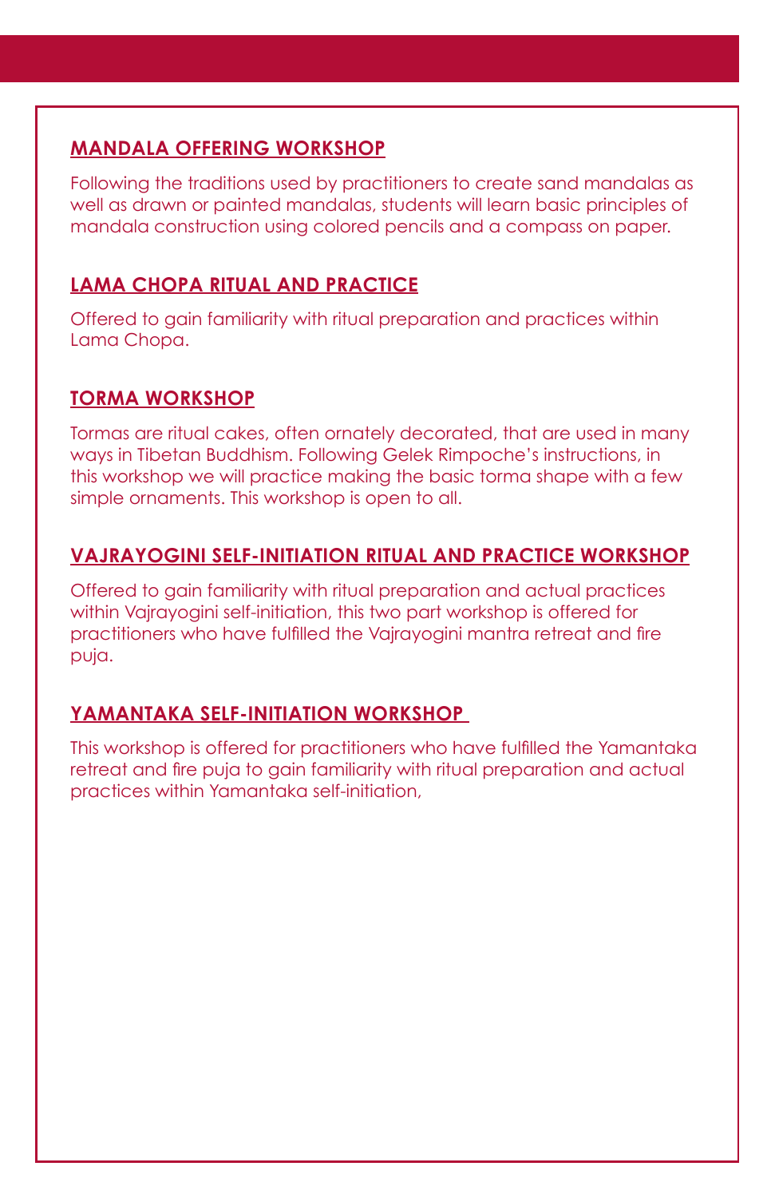## MANDALA OFFERING WORKSHOP

Following the traditions used by practitioners to create sand mandalas as well as drawn or painted mandalas, students will learn basic principles of mandala construction using colored pencils and a compass on paper.

## LAMA CHOPA RITUAL AND PRACTICE

Offered to gain familiarity with ritual preparation and practices within Lama Chopa.

## TORMA WORKSHOP

Tormas are ritual cakes, often ornately decorated, that are used in many ways in Tibetan Buddhism. Following Gelek Rimpoche's instructions, in this workshop we will practice making the basic torma shape with a few simple ornaments. This workshop is open to all.

## VAJRAYOGINI SELF-INITIATION RITUAL AND PRACTICE WORKSHOP

Offered to gain familiarity with ritual preparation and actual practices within Vajrayogini self-initiation, this two part workshop is offered for practitioners who have fulfilled the Vajrayogini mantra retreat and fire puja.

## YAMANTAKA SELF-INITIATION WORKSHOP

This workshop is offered for practitioners who have fulfilled the Yamantaka retreat and fire puja to gain familiarity with ritual preparation and actual practices within Yamantaka self-initiation,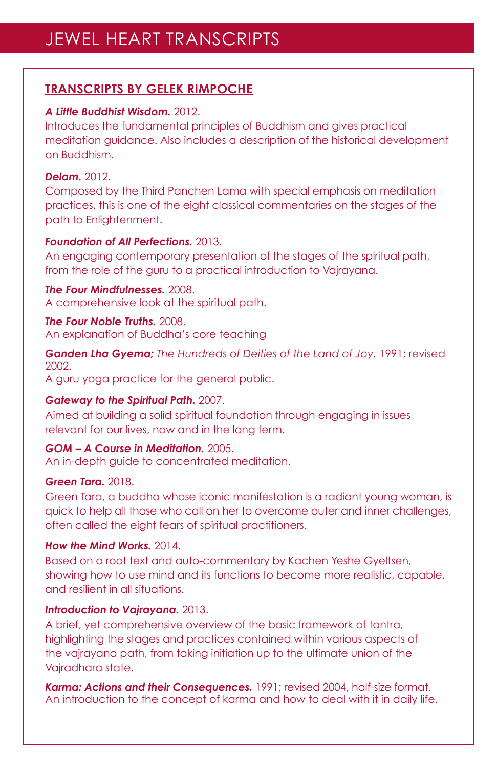# JEWEL HEART TRANSCRIPTS

## TRANSCRIPTS BY GELEK RIMPOCHE

***A Little Buddhist Wisdom.*** 2012.
Introduces the fundamental principles of Buddhism and gives practical meditation guidance. Also includes a description of the historical development on Buddhism.

***Delam.*** 2012.
Composed by the Third Panchen Lama with special emphasis on meditation practices, this is one of the eight classical commentaries on the stages of the path to Enlightenment.

***Foundation of All Perfections.*** 2013.
An engaging contemporary presentation of the stages of the spiritual path, from the role of the guru to a practical introduction to Vajrayana.

***The Four Mindfulnesses.*** 2008.
A comprehensive look at the spiritual path.

***The Four Noble Truths.*** 2008.
An explanation of Buddha's core teaching

***Ganden Lha Gyema;*** *The Hundreds of Deities of the Land of Joy.* 1991; revised 2002.
A guru yoga practice for the general public.

***Gateway to the Spiritual Path.*** 2007.
Aimed at building a solid spiritual foundation through engaging in issues relevant for our lives, now and in the long term.

***GOM – A Course in Meditation.*** 2005.
An in-depth guide to concentrated meditation.

***Green Tara.*** 2018.
Green Tara, a buddha whose iconic manifestation is a radiant young woman, is quick to help all those who call on her to overcome outer and inner challenges, often called the eight fears of spiritual practitioners.

***How the Mind Works.*** 2014.
Based on a root text and auto-commentary by Kachen Yeshe Gyeltsen, showing how to use mind and its functions to become more realistic, capable, and resilient in all situations.

***Introduction to Vajrayana.*** 2013.
A brief, yet comprehensive overview of the basic framework of tantra, highlighting the stages and practices contained within various aspects of the vajrayana path, from taking initiation up to the ultimate union of the Vajradhara state.

***Karma: Actions and their Consequences.*** 1991; revised 2004, half-size format.
An introduction to the concept of karma and how to deal with it in daily life.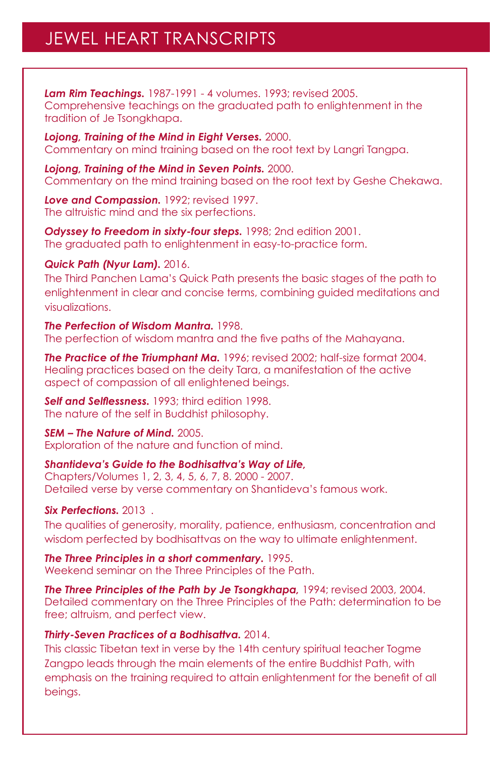# JEWEL HEART TRANSCRIPTS

***Lam Rim Teachings.*** 1987-1991 - 4 volumes. 1993; revised 2005.
Comprehensive teachings on the graduated path to enlightenment in the tradition of Je Tsongkhapa.

***Lojong, Training of the Mind in Eight Verses.*** 2000.
Commentary on mind training based on the root text by Langri Tangpa.

***Lojong, Training of the Mind in Seven Points.*** 2000.
Commentary on the mind training based on the root text by Geshe Chekawa.

***Love and Compassion.*** 1992; revised 1997.
The altruistic mind and the six perfections.

***Odyssey to Freedom in sixty-four steps.*** 1998; 2nd edition 2001.
The graduated path to enlightenment in easy-to-practice form.

***Quick Path (Nyur Lam).*** 2016.
The Third Panchen Lama's Quick Path presents the basic stages of the path to enlightenment in clear and concise terms, combining guided meditations and visualizations.

***The Perfection of Wisdom Mantra.*** 1998.
The perfection of wisdom mantra and the five paths of the Mahayana.

***The Practice of the Triumphant Ma.*** 1996; revised 2002; half-size format 2004.
Healing practices based on the deity Tara, a manifestation of the active aspect of compassion of all enlightened beings.

***Self and Selflessness.*** 1993; third edition 1998.
The nature of the self in Buddhist philosophy.

***SEM – The Nature of Mind.*** 2005.
Exploration of the nature and function of mind.

***Shantideva's Guide to the Bodhisattva's Way of Life,***
Chapters/Volumes 1, 2, 3, 4, 5, 6, 7, 8. 2000 - 2007.
Detailed verse by verse commentary on Shantideva's famous work.

***Six Perfections.*** 2013 .
The qualities of generosity, morality, patience, enthusiasm, concentration and wisdom perfected by bodhisattvas on the way to ultimate enlightenment.

***The Three Principles in a short commentary.*** 1995.
Weekend seminar on the Three Principles of the Path.

***The Three Principles of the Path by Je Tsongkhapa,*** 1994; revised 2003, 2004.
Detailed commentary on the Three Principles of the Path: determination to be free; altruism, and perfect view.

***Thirty-Seven Practices of a Bodhisattva.*** 2014.
This classic Tibetan text in verse by the 14th century spiritual teacher Togme Zangpo leads through the main elements of the entire Buddhist Path, with emphasis on the training required to attain enlightenment for the benefit of all beings.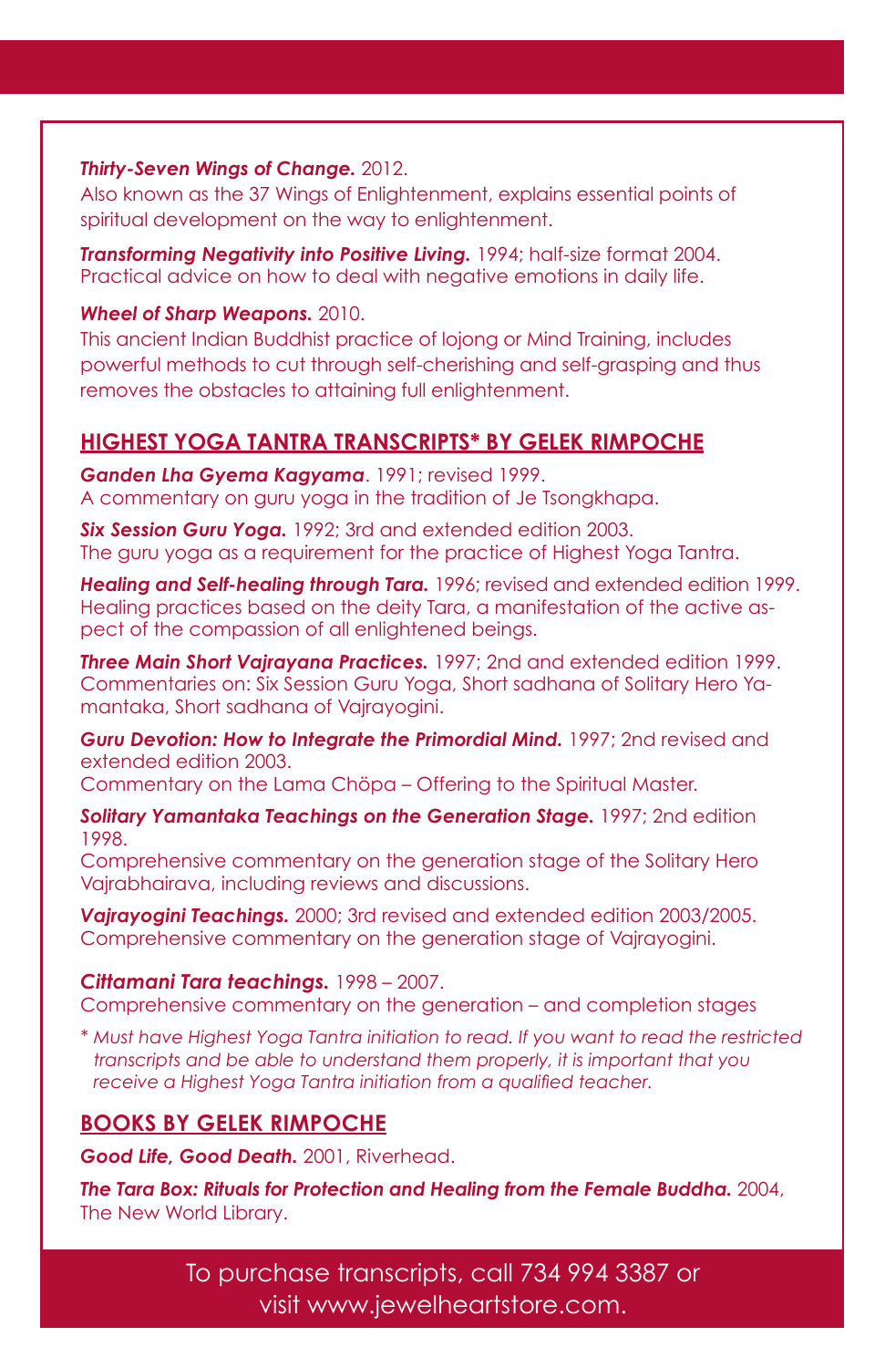***Thirty-Seven Wings of Change.*** 2012.
Also known as the 37 Wings of Enlightenment, explains essential points of spiritual development on the way to enlightenment.

***Transforming Negativity into Positive Living.*** 1994; half-size format 2004.
Practical advice on how to deal with negative emotions in daily life.

***Wheel of Sharp Weapons.*** 2010.
This ancient Indian Buddhist practice of lojong or Mind Training, includes powerful methods to cut through self-cherishing and self-grasping and thus removes the obstacles to attaining full enlightenment.

## HIGHEST YOGA TANTRA TRANSCRIPTS* BY GELEK RIMPOCHE

***Ganden Lha Gyema Kagyama***. 1991; revised 1999.
A commentary on guru yoga in the tradition of Je Tsongkhapa.

***Six Session Guru Yoga.*** 1992; 3rd and extended edition 2003.
The guru yoga as a requirement for the practice of Highest Yoga Tantra.

***Healing and Self-healing through Tara.*** 1996; revised and extended edition 1999.
Healing practices based on the deity Tara, a manifestation of the active aspect of the compassion of all enlightened beings.

***Three Main Short Vajrayana Practices.*** 1997; 2nd and extended edition 1999.
Commentaries on: Six Session Guru Yoga, Short sadhana of Solitary Hero Yamantaka, Short sadhana of Vajrayogini.

***Guru Devotion: How to Integrate the Primordial Mind.*** 1997; 2nd revised and extended edition 2003.
Commentary on the Lama Chöpa – Offering to the Spiritual Master.

***Solitary Yamantaka Teachings on the Generation Stage.*** 1997; 2nd edition 1998.
Comprehensive commentary on the generation stage of the Solitary Hero Vajrabhairava, including reviews and discussions.

***Vajrayogini Teachings.*** 2000; 3rd revised and extended edition 2003/2005.
Comprehensive commentary on the generation stage of Vajrayogini.

***Cittamani Tara teachings.*** 1998 – 2007.
Comprehensive commentary on the generation – and completion stages

\* *Must have Highest Yoga Tantra initiation to read. If you want to read the restricted transcripts and be able to understand them properly, it is important that you receive a Highest Yoga Tantra initiation from a qualified teacher.*

## BOOKS BY GELEK RIMPOCHE

***Good Life, Good Death.*** 2001, Riverhead.

***The Tara Box: Rituals for Protection and Healing from the Female Buddha.*** 2004, The New World Library.

To purchase transcripts, call 734 994 3387 or visit www.jewelheartstore.com.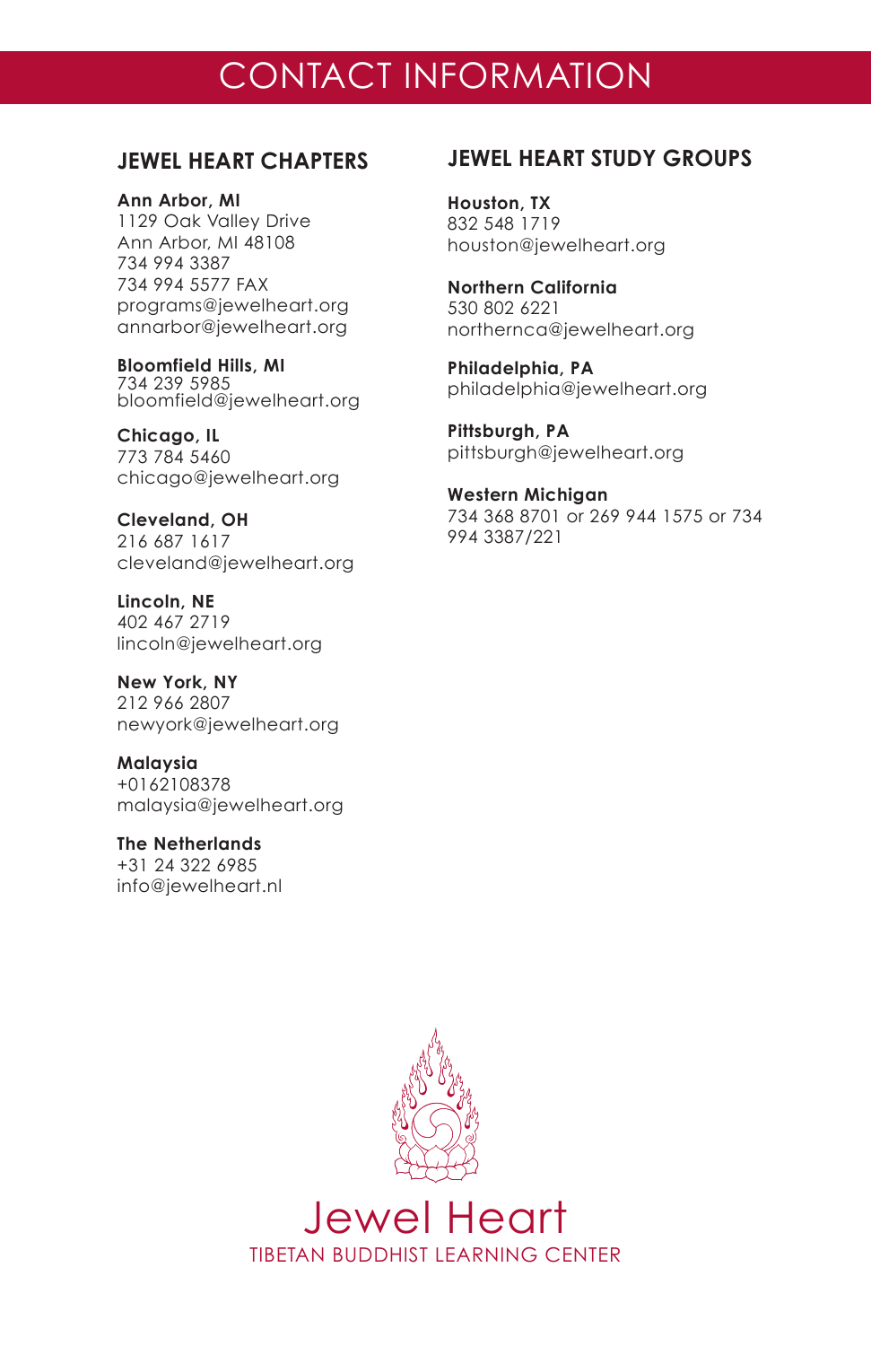# CONTACT INFORMATION

## JEWEL HEART CHAPTERS

**Ann Arbor, MI**
1129 Oak Valley Drive
Ann Arbor, MI 48108
734 994 3387
734 994 5577 FAX
programs@jewelheart.org
annarbor@jewelheart.org

**Bloomfield Hills, MI**
734 239 5985
bloomfield@jewelheart.org

**Chicago, IL**
773 784 5460
chicago@jewelheart.org

**Cleveland, OH**
216 687 1617
cleveland@jewelheart.org

**Lincoln, NE**
402 467 2719
lincoln@jewelheart.org

**New York, NY**
212 966 2807
newyork@jewelheart.org

**Malaysia**
+0162108378
malaysia@jewelheart.org

**The Netherlands**
+31 24 322 6985
info@jewelheart.nl

## JEWEL HEART STUDY GROUPS

**Houston, TX**
832 548 1719
houston@jewelheart.org

**Northern California**
530 802 6221
northernca@jewelheart.org

**Philadelphia, PA**
philadelphia@jewelheart.org

**Pittsburgh, PA**
pittsburgh@jewelheart.org

**Western Michigan**
734 368 8701 or 269 944 1575 or 734 994 3387/221

Jewel Heart
TIBETAN BUDDHIST LEARNING CENTER